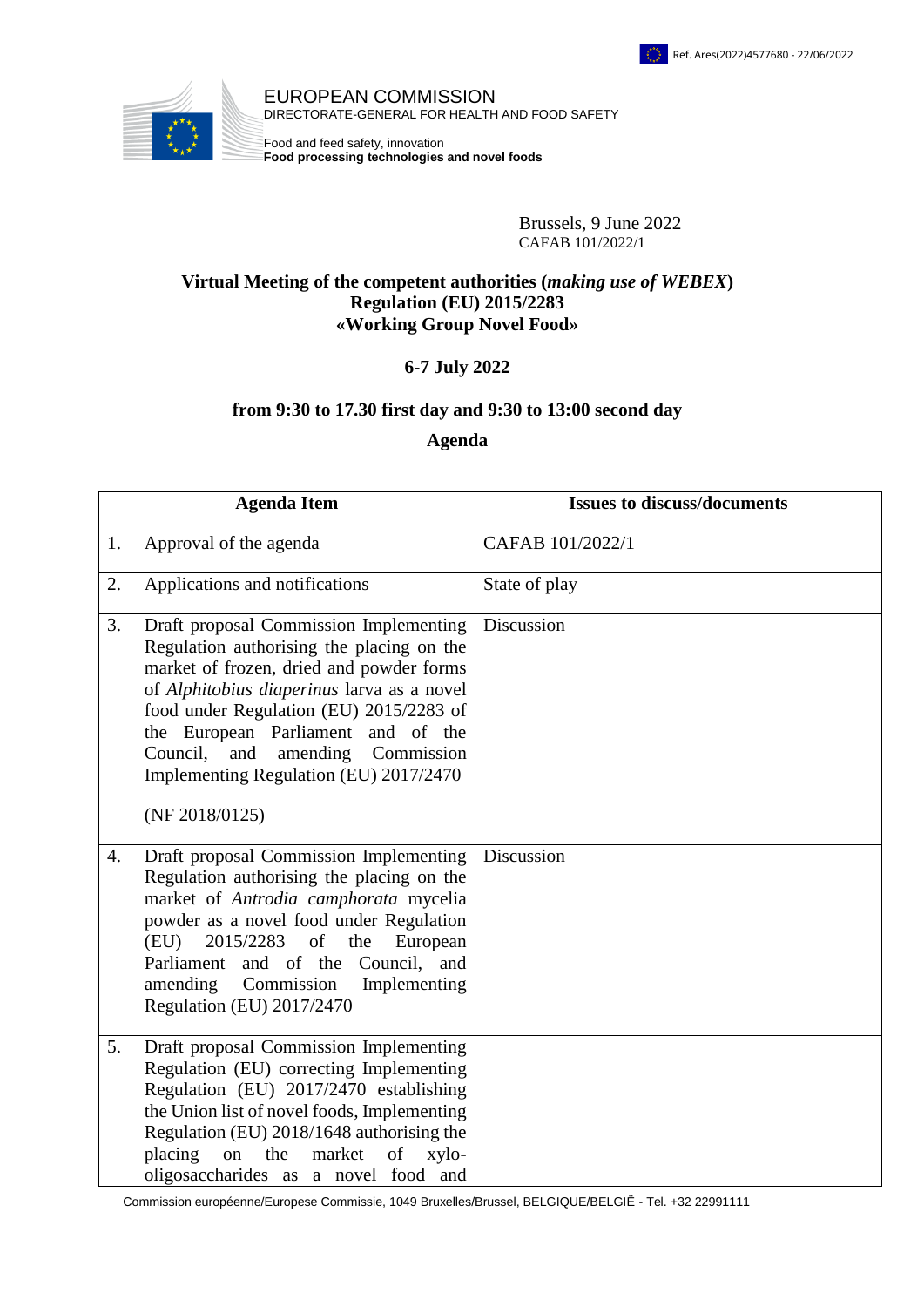Ref. Ares(2022)4577680 - 22/06/2022

EUROPEAN COMMISSION
DIRECTORATE-GENERAL FOR HEALTH AND FOOD SAFETY

Food and feed safety, innovation
**Food processing technologies and novel foods**

Brussels, 9 June 2022
CAFAB 101/2022/1

**Virtual Meeting of the competent authorities (*making use of WEBEX*)**
**Regulation (EU) 2015/2283**
**«Working Group Novel Food»**

**6-7 July 2022**

**from 9:30 to 17.30 first day and 9:30 to 13:00 second day**

**Agenda**

| Agenda Item | Issues to discuss/documents |
|---|---|
| 1. Approval of the agenda | CAFAB 101/2022/1 |
| 2. Applications and notifications | State of play |
| 3. Draft proposal Commission Implementing Regulation authorising the placing on the market of frozen, dried and powder forms of *Alphitobius diaperinus* larva as a novel food under Regulation (EU) 2015/2283 of the European Parliament and of the Council, and amending Commission Implementing Regulation (EU) 2017/2470<br><br>(NF 2018/0125) | Discussion |
| 4. Draft proposal Commission Implementing Regulation authorising the placing on the market of *Antrodia camphorata* mycelia powder as a novel food under Regulation (EU) 2015/2283 of the European Parliament and of the Council, and amending Commission Implementing Regulation (EU) 2017/2470 | Discussion |
| 5. Draft proposal Commission Implementing Regulation (EU) correcting Implementing Regulation (EU) 2017/2470 establishing the Union list of novel foods, Implementing Regulation (EU) 2018/1648 authorising the placing on the market of xylo-oligosaccharides as a novel food and | |

Commission européenne/Europese Commissie, 1049 Bruxelles/Brussel, BELGIQUE/BELGIË - Tel. +32 22991111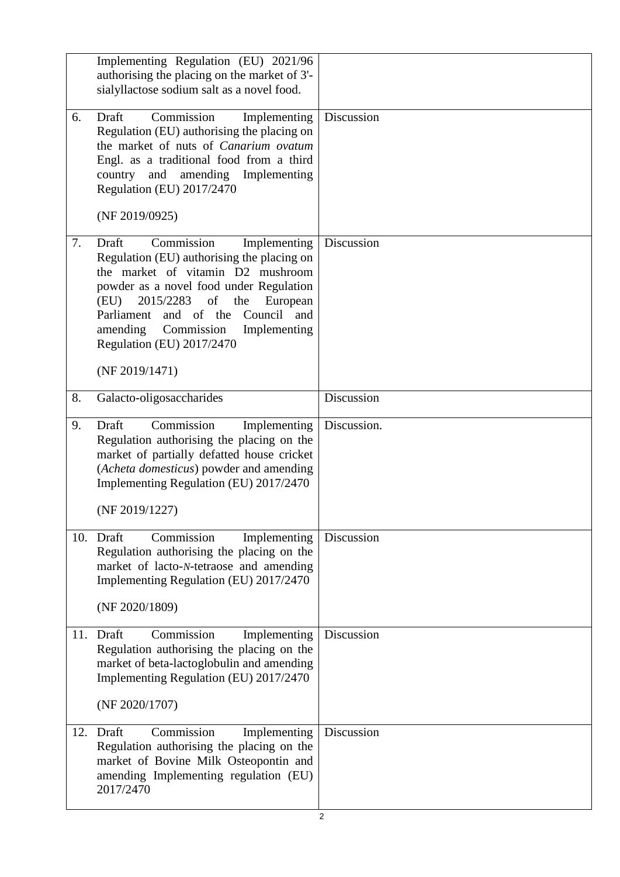|  |  |  |
|---|---|---|
|  | Implementing Regulation (EU) 2021/96 authorising the placing on the market of 3'-sialyllactose sodium salt as a novel food. |  |
| 6. | Draft Commission Implementing Regulation (EU) authorising the placing on the market of nuts of *Canarium ovatum* Engl. as a traditional food from a third country and amending Implementing Regulation (EU) 2017/2470<br><br>(NF 2019/0925) | Discussion |
| 7. | Draft Commission Implementing Regulation (EU) authorising the placing on the market of vitamin D2 mushroom powder as a novel food under Regulation (EU) 2015/2283 of the European Parliament and of the Council and amending Commission Implementing Regulation (EU) 2017/2470<br><br>(NF 2019/1471) | Discussion |
| 8. | Galacto-oligosaccharides | Discussion |
| 9. | Draft Commission Implementing Regulation authorising the placing on the market of partially defatted house cricket (*Acheta domesticus*) powder and amending Implementing Regulation (EU) 2017/2470<br><br>(NF 2019/1227) | Discussion. |
| 10. | Draft Commission Implementing Regulation authorising the placing on the market of lacto-*N*-tetraose and amending Implementing Regulation (EU) 2017/2470<br><br>(NF 2020/1809) | Discussion |
| 11. | Draft Commission Implementing Regulation authorising the placing on the market of beta-lactoglobulin and amending Implementing Regulation (EU) 2017/2470<br><br>(NF 2020/1707) | Discussion |
| 12. | Draft Commission Implementing Regulation authorising the placing on the market of Bovine Milk Osteopontin and amending Implementing regulation (EU) 2017/2470 | Discussion |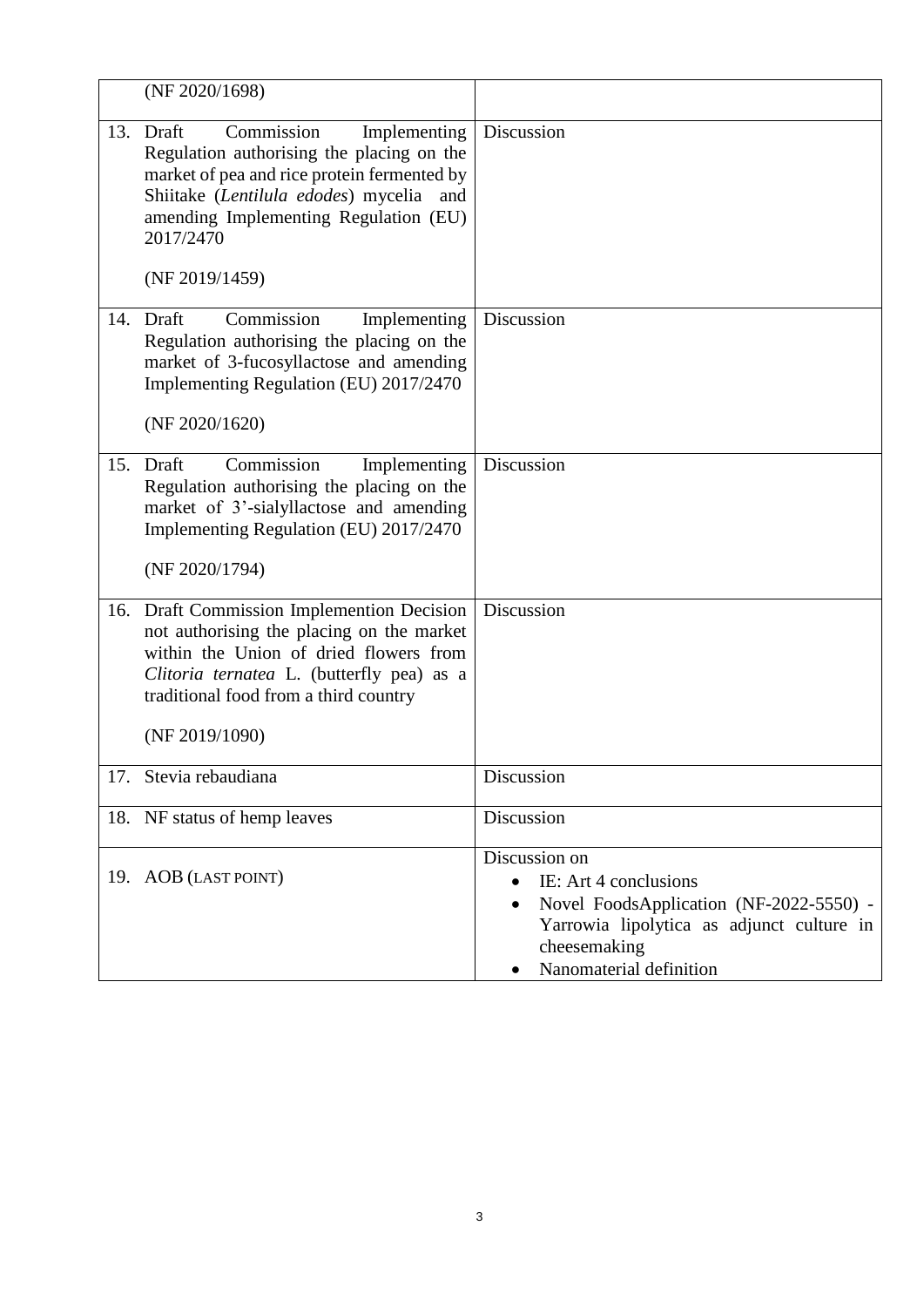| | |
|---|---|
| (NF 2020/1698) | |
| 13. Draft Commission Implementing Regulation authorising the placing on the market of pea and rice protein fermented by Shiitake (*Lentilula edodes*) mycelia and amending Implementing Regulation (EU) 2017/2470<br><br>(NF 2019/1459) | Discussion |
| 14. Draft Commission Implementing Regulation authorising the placing on the market of 3-fucosyllactose and amending Implementing Regulation (EU) 2017/2470<br><br>(NF 2020/1620) | Discussion |
| 15. Draft Commission Implementing Regulation authorising the placing on the market of 3'-sialyllactose and amending Implementing Regulation (EU) 2017/2470<br><br>(NF 2020/1794) | Discussion |
| 16. Draft Commission Implemention Decision not authorising the placing on the market within the Union of dried flowers from *Clitoria ternatea* L. (butterfly pea) as a traditional food from a third country<br><br>(NF 2019/1090) | Discussion |
| 17. Stevia rebaudiana | Discussion |
| 18. NF status of hemp leaves | Discussion |
| 19. AOB (LAST POINT) | Discussion on<br>• IE: Art 4 conclusions<br>• Novel FoodsApplication (NF-2022-5550) - Yarrowia lipolytica as adjunct culture in cheesemaking<br>• Nanomaterial definition |